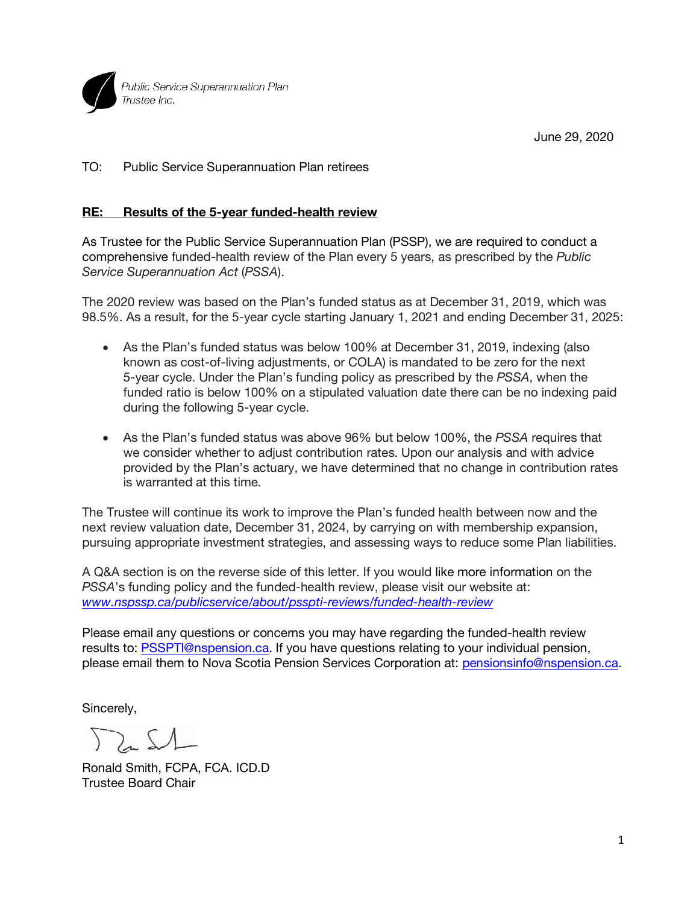Public Service Superannuation Plan Trustee Inc.

June 29, 2020

TO: Public Service Superannuation Plan retirees

**RE: Results of the 5-year funded-health review**

As Trustee for the Public Service Superannuation Plan (PSSP), we are required to conduct a comprehensive funded-health review of the Plan every 5 years, as prescribed by the *Public Service Superannuation Act* (*PSSA*).

The 2020 review was based on the Plan's funded status as at December 31, 2019, which was 98.5%. As a result, for the 5-year cycle starting January 1, 2021 and ending December 31, 2025:

- As the Plan's funded status was below 100% at December 31, 2019, indexing (also known as cost-of-living adjustments, or COLA) is mandated to be zero for the next 5-year cycle. Under the Plan's funding policy as prescribed by the *PSSA*, when the funded ratio is below 100% on a stipulated valuation date there can be no indexing paid during the following 5-year cycle.
- As the Plan's funded status was above 96% but below 100%, the *PSSA* requires that we consider whether to adjust contribution rates. Upon our analysis and with advice provided by the Plan's actuary, we have determined that no change in contribution rates is warranted at this time.

The Trustee will continue its work to improve the Plan's funded health between now and the next review valuation date, December 31, 2024, by carrying on with membership expansion, pursuing appropriate investment strategies, and assessing ways to reduce some Plan liabilities.

A Q&A section is on the reverse side of this letter. If you would like more information on the *PSSA*'s funding policy and the funded-health review, please visit our website at: *www.nspssp.ca/publicservice/about/psspti-reviews/funded-health-review*

Please email any questions or concerns you may have regarding the funded-health review results to: PSSPTI@nspension.ca. If you have questions relating to your individual pension, please email them to Nova Scotia Pension Services Corporation at: pensionsinfo@nspension.ca.

Sincerely,

Ronald Smith, FCPA, FCA. ICD.D
Trustee Board Chair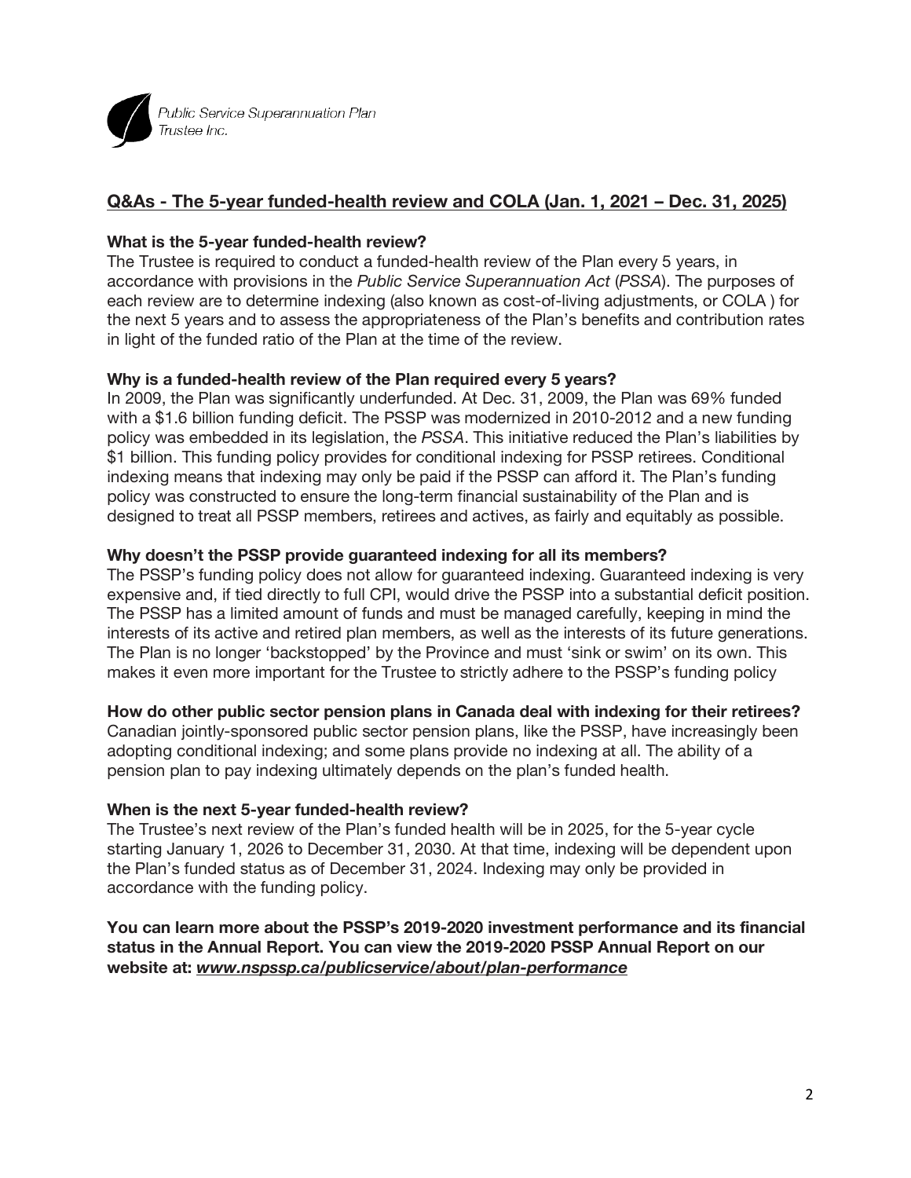Public Service Superannuation Plan Trustee Inc.

## Q&As - The 5-year funded-health review and COLA (Jan. 1, 2021 – Dec. 31, 2025)

**What is the 5-year funded-health review?**
The Trustee is required to conduct a funded-health review of the Plan every 5 years, in accordance with provisions in the *Public Service Superannuation Act* (*PSSA*). The purposes of each review are to determine indexing (also known as cost-of-living adjustments, or COLA ) for the next 5 years and to assess the appropriateness of the Plan's benefits and contribution rates in light of the funded ratio of the Plan at the time of the review.

**Why is a funded-health review of the Plan required every 5 years?**
In 2009, the Plan was significantly underfunded. At Dec. 31, 2009, the Plan was 69% funded with a $1.6 billion funding deficit. The PSSP was modernized in 2010-2012 and a new funding policy was embedded in its legislation, the *PSSA*. This initiative reduced the Plan's liabilities by $1 billion. This funding policy provides for conditional indexing for PSSP retirees. Conditional indexing means that indexing may only be paid if the PSSP can afford it. The Plan's funding policy was constructed to ensure the long-term financial sustainability of the Plan and is designed to treat all PSSP members, retirees and actives, as fairly and equitably as possible.

**Why doesn't the PSSP provide guaranteed indexing for all its members?**
The PSSP's funding policy does not allow for guaranteed indexing. Guaranteed indexing is very expensive and, if tied directly to full CPI, would drive the PSSP into a substantial deficit position. The PSSP has a limited amount of funds and must be managed carefully, keeping in mind the interests of its active and retired plan members, as well as the interests of its future generations. The Plan is no longer 'backstopped' by the Province and must 'sink or swim' on its own. This makes it even more important for the Trustee to strictly adhere to the PSSP's funding policy

**How do other public sector pension plans in Canada deal with indexing for their retirees?**
Canadian jointly-sponsored public sector pension plans, like the PSSP, have increasingly been adopting conditional indexing; and some plans provide no indexing at all. The ability of a pension plan to pay indexing ultimately depends on the plan's funded health.

**When is the next 5-year funded-health review?**
The Trustee's next review of the Plan's funded health will be in 2025, for the 5-year cycle starting January 1, 2026 to December 31, 2030. At that time, indexing will be dependent upon the Plan's funded status as of December 31, 2024. Indexing may only be provided in accordance with the funding policy.

**You can learn more about the PSSP's 2019-2020 investment performance and its financial status in the Annual Report. You can view the 2019-2020 PSSP Annual Report on our website at: *www.nspssp.ca/publicservice/about/plan-performance***